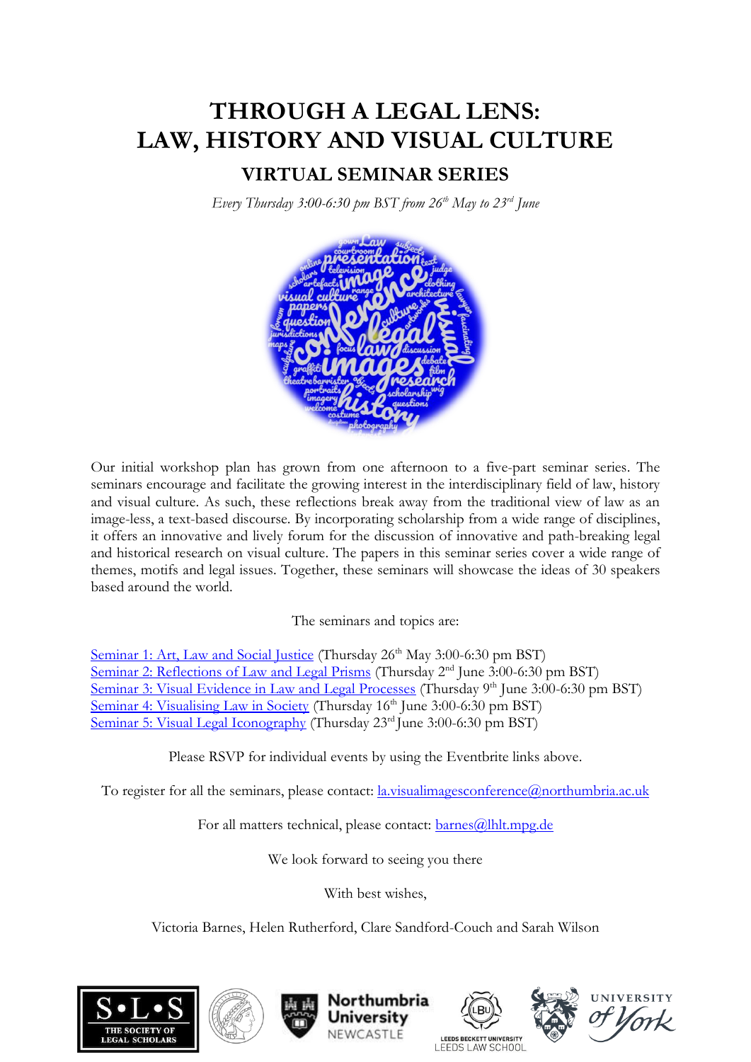# THROUGH A LEGAL LENS: LAW, HISTORY AND VISUAL CULTURE

## VIRTUAL SEMINAR SERIES

*Every Thursday 3:00-6:30 pm BST from 26th May to 23rd June*

Our initial workshop plan has grown from one afternoon to a five-part seminar series. The seminars encourage and facilitate the growing interest in the interdisciplinary field of law, history and visual culture. As such, these reflections break away from the traditional view of law as an image-less, a text-based discourse. By incorporating scholarship from a wide range of disciplines, it offers an innovative and lively forum for the discussion of innovative and path-breaking legal and historical research on visual culture. The papers in this seminar series cover a wide range of themes, motifs and legal issues. Together, these seminars will showcase the ideas of 30 speakers based around the world.

The seminars and topics are:

Seminar 1: Art, Law and Social Justice (Thursday 26th May 3:00-6:30 pm BST)
Seminar 2: Reflections of Law and Legal Prisms (Thursday 2nd June 3:00-6:30 pm BST)
Seminar 3: Visual Evidence in Law and Legal Processes (Thursday 9th June 3:00-6:30 pm BST)
Seminar 4: Visualising Law in Society (Thursday 16th June 3:00-6:30 pm BST)
Seminar 5: Visual Legal Iconography (Thursday 23rd June 3:00-6:30 pm BST)

Please RSVP for individual events by using the Eventbrite links above.

To register for all the seminars, please contact: la.visualimagesconference@northumbria.ac.uk

For all matters technical, please contact: barnes@lhlt.mpg.de

We look forward to seeing you there

With best wishes,

Victoria Barnes, Helen Rutherford, Clare Sandford-Couch and Sarah Wilson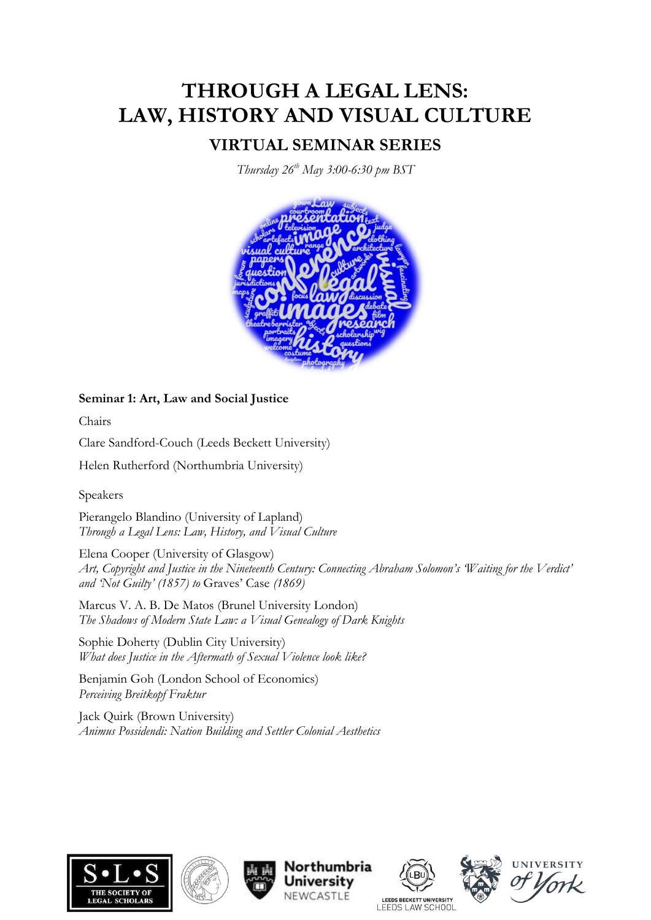# THROUGH A LEGAL LENS: LAW, HISTORY AND VISUAL CULTURE

## VIRTUAL SEMINAR SERIES

*Thursday 26th May 3:00-6:30 pm BST*

**Seminar 1: Art, Law and Social Justice**

Chairs

Clare Sandford-Couch (Leeds Beckett University)

Helen Rutherford (Northumbria University)

Speakers

Pierangelo Blandino (University of Lapland)
*Through a Legal Lens: Law, History, and Visual Culture*

Elena Cooper (University of Glasgow)
*Art, Copyright and Justice in the Nineteenth Century: Connecting Abraham Solomon's 'Waiting for the Verdict' and 'Not Guilty' (1857) to* Graves' Case *(1869)*

Marcus V. A. B. De Matos (Brunel University London)
*The Shadows of Modern State Law: a Visual Genealogy of Dark Knights*

Sophie Doherty (Dublin City University)
*What does Justice in the Aftermath of Sexual Violence look like?*

Benjamin Goh (London School of Economics)
*Perceiving Breitkopf Fraktur*

Jack Quirk (Brown University)
*Animus Possidendi: Nation Building and Settler Colonial Aesthetics*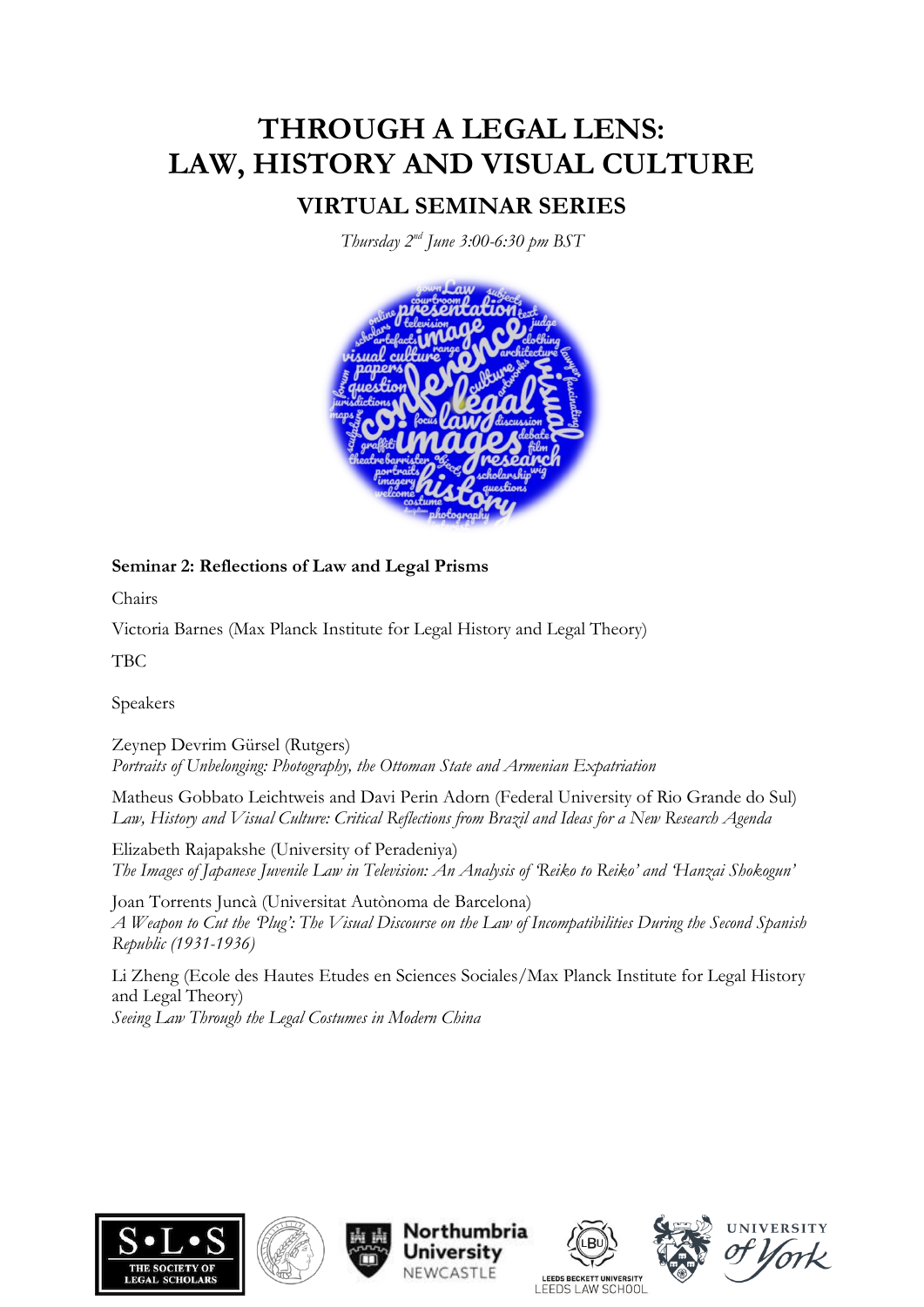# THROUGH A LEGAL LENS: LAW, HISTORY AND VISUAL CULTURE

## VIRTUAL SEMINAR SERIES

*Thursday 2nd June 3:00-6:30 pm BST*

**Seminar 2: Reflections of Law and Legal Prisms**

Chairs

Victoria Barnes (Max Planck Institute for Legal History and Legal Theory)

TBC

Speakers

Zeynep Devrim Gürsel (Rutgers)
*Portraits of Unbelonging: Photography, the Ottoman State and Armenian Expatriation*

Matheus Gobbato Leichtweis and Davi Perin Adorn (Federal University of Rio Grande do Sul)
*Law, History and Visual Culture: Critical Reflections from Brazil and Ideas for a New Research Agenda*

Elizabeth Rajapakshe (University of Peradeniya)
*The Images of Japanese Juvenile Law in Television: An Analysis of 'Reiko to Reiko' and 'Hanzai Shokogun'*

Joan Torrents Juncà (Universitat Autònoma de Barcelona)
*A Weapon to Cut the 'Plug': The Visual Discourse on the Law of Incompatibilities During the Second Spanish Republic (1931-1936)*

Li Zheng (Ecole des Hautes Etudes en Sciences Sociales/Max Planck Institute for Legal History and Legal Theory)
*Seeing Law Through the Legal Costumes in Modern China*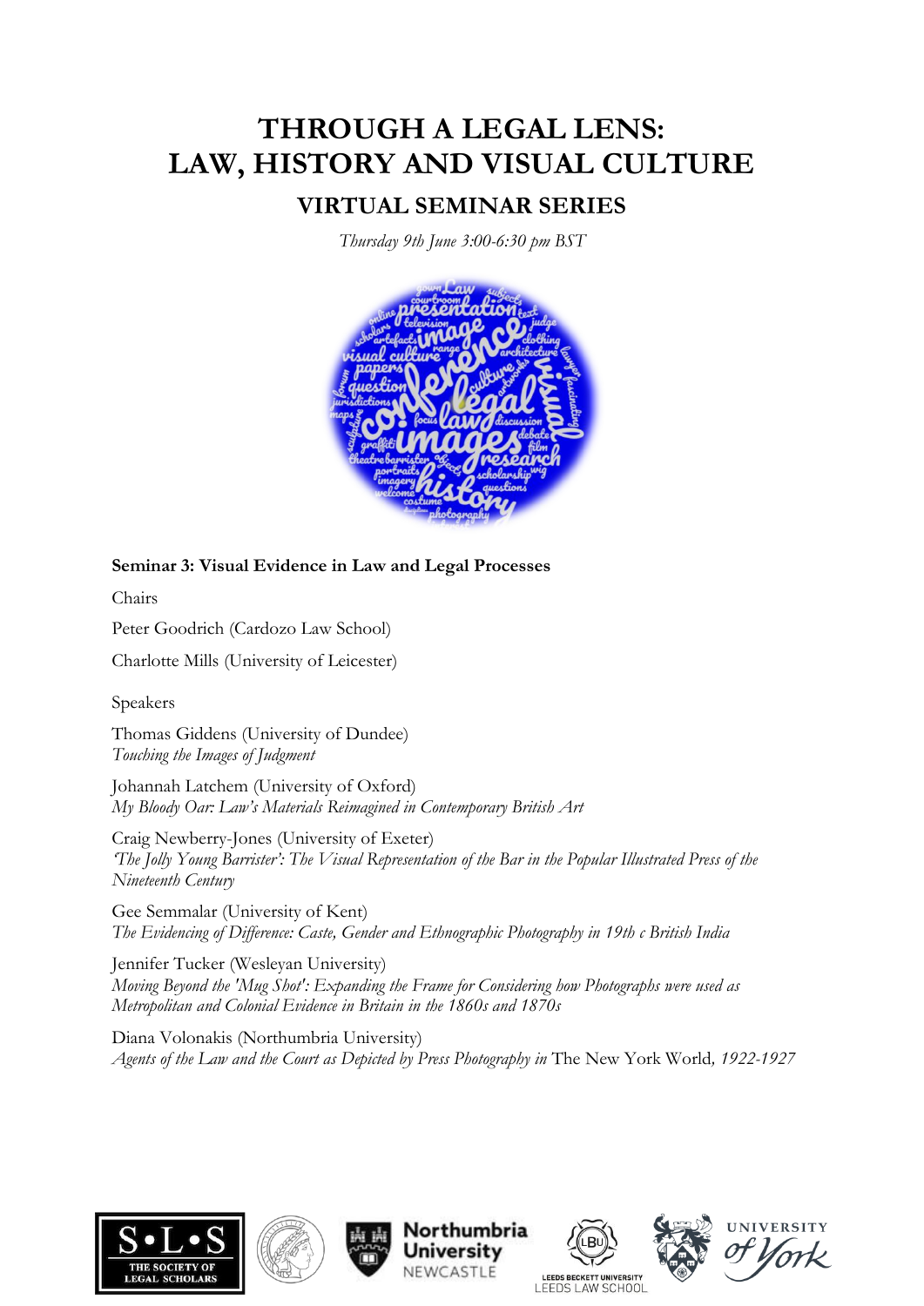# THROUGH A LEGAL LENS: LAW, HISTORY AND VISUAL CULTURE

## VIRTUAL SEMINAR SERIES

*Thursday 9th June 3:00-6:30 pm BST*

**Seminar 3: Visual Evidence in Law and Legal Processes**

Chairs

Peter Goodrich (Cardozo Law School)

Charlotte Mills (University of Leicester)

Speakers

Thomas Giddens (University of Dundee)
*Touching the Images of Judgment*

Johannah Latchem (University of Oxford)
*My Bloody Oar: Law's Materials Reimagined in Contemporary British Art*

Craig Newberry-Jones (University of Exeter)
*'The Jolly Young Barrister': The Visual Representation of the Bar in the Popular Illustrated Press of the Nineteenth Century*

Gee Semmalar (University of Kent)
*The Evidencing of Difference: Caste, Gender and Ethnographic Photography in 19th c British India*

Jennifer Tucker (Wesleyan University)
*Moving Beyond the 'Mug Shot': Expanding the Frame for Considering how Photographs were used as Metropolitan and Colonial Evidence in Britain in the 1860s and 1870s*

Diana Volonakis (Northumbria University)
*Agents of the Law and the Court as Depicted by Press Photography in* The New York World*, 1922-1927*

S•L•S THE SOCIETY OF LEGAL SCHOLARS

Northumbria University NEWCASTLE

LEEDS BECKETT UNIVERSITY LEEDS LAW SCHOOL

UNIVERSITY of York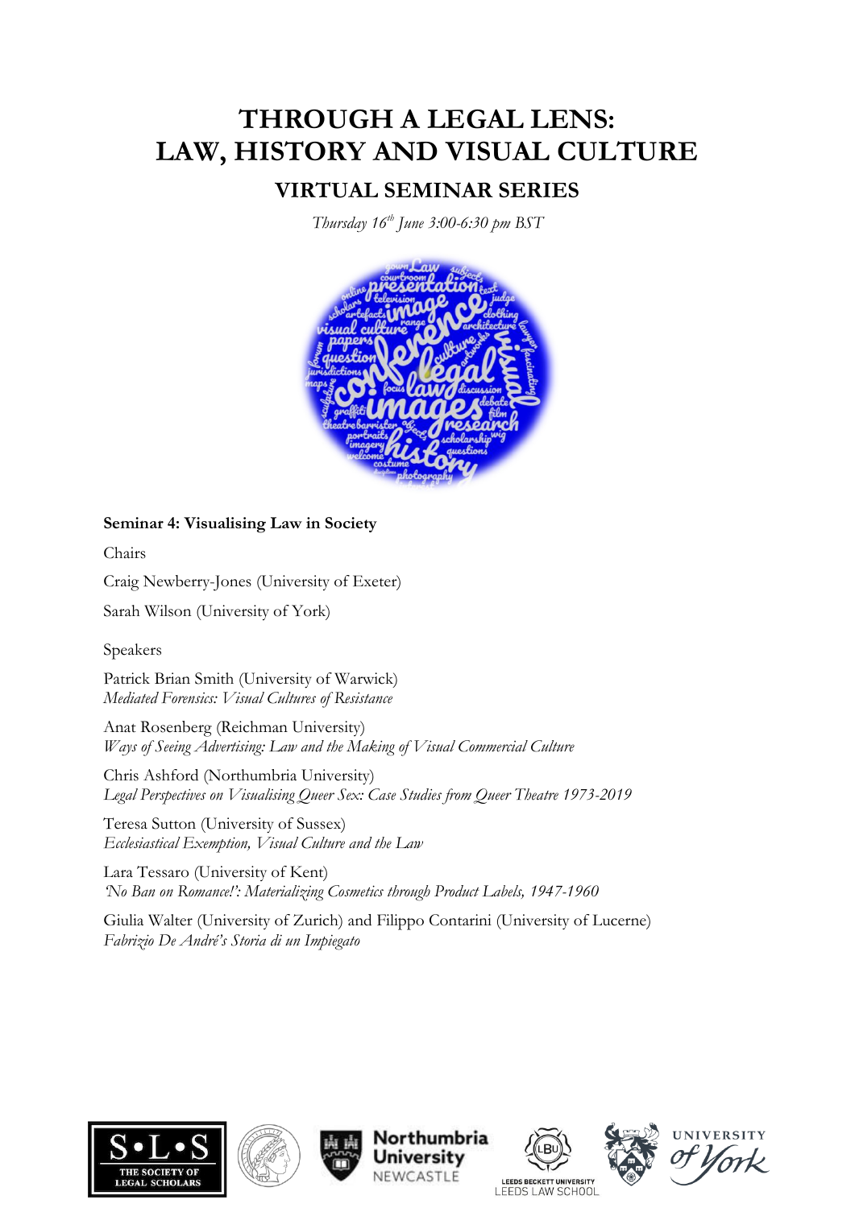# THROUGH A LEGAL LENS: LAW, HISTORY AND VISUAL CULTURE

## VIRTUAL SEMINAR SERIES

*Thursday 16th June 3:00-6:30 pm BST*

**Seminar 4: Visualising Law in Society**

Chairs

Craig Newberry-Jones (University of Exeter)

Sarah Wilson (University of York)

Speakers

Patrick Brian Smith (University of Warwick)
*Mediated Forensics: Visual Cultures of Resistance*

Anat Rosenberg (Reichman University)
*Ways of Seeing Advertising: Law and the Making of Visual Commercial Culture*

Chris Ashford (Northumbria University)
*Legal Perspectives on Visualising Queer Sex: Case Studies from Queer Theatre 1973-2019*

Teresa Sutton (University of Sussex)
*Ecclesiastical Exemption, Visual Culture and the Law*

Lara Tessaro (University of Kent)
*'No Ban on Romance!': Materializing Cosmetics through Product Labels, 1947-1960*

Giulia Walter (University of Zurich) and Filippo Contarini (University of Lucerne)
*Fabrizio De André's Storia di un Impiegato*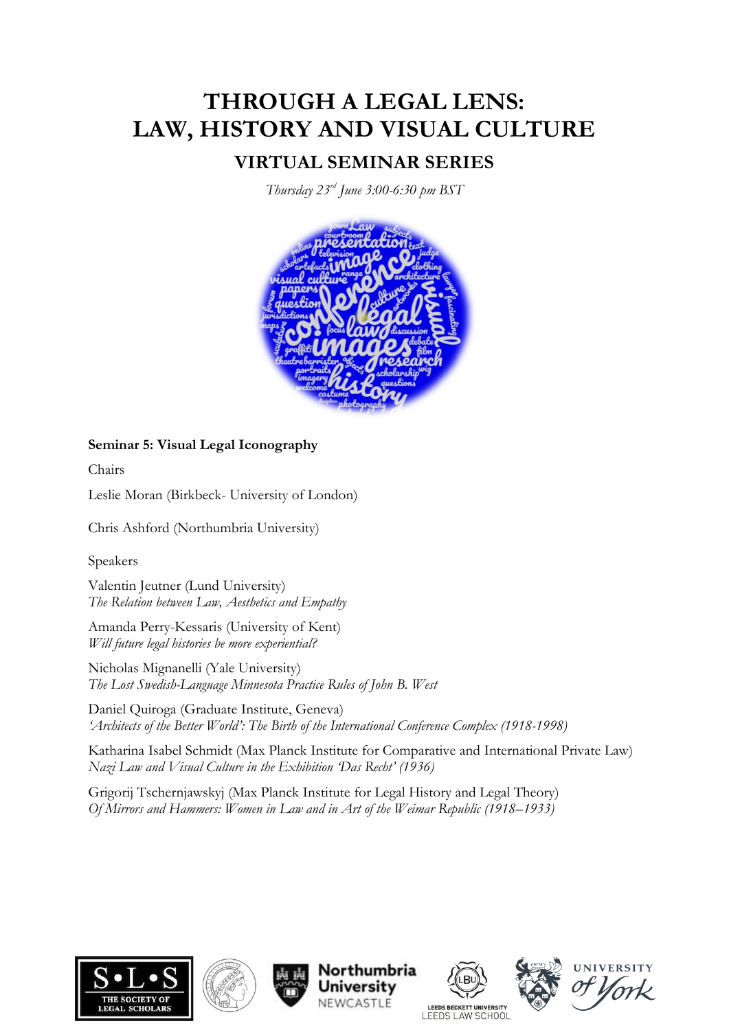# THROUGH A LEGAL LENS: LAW, HISTORY AND VISUAL CULTURE

## VIRTUAL SEMINAR SERIES

*Thursday 23rd June 3:00-6:30 pm BST*

**Seminar 5: Visual Legal Iconography**

Chairs

Leslie Moran (Birkbeck- University of London)

Chris Ashford (Northumbria University)

Speakers

Valentin Jeutner (Lund University)
*The Relation between Law, Aesthetics and Empathy*

Amanda Perry-Kessaris (University of Kent)
*Will future legal histories be more experiential?*

Nicholas Mignanelli (Yale University)
*The Lost Swedish-Language Minnesota Practice Rules of John B. West*

Daniel Quiroga (Graduate Institute, Geneva)
*'Architects of the Better World': The Birth of the International Conference Complex (1918-1998)*

Katharina Isabel Schmidt (Max Planck Institute for Comparative and International Private Law)
*Nazi Law and Visual Culture in the Exhibition 'Das Recht' (1936)*

Grigorij Tschernjawskyj (Max Planck Institute for Legal History and Legal Theory)
*Of Mirrors and Hammers: Women in Law and in Art of the Weimar Republic (1918–1933)*